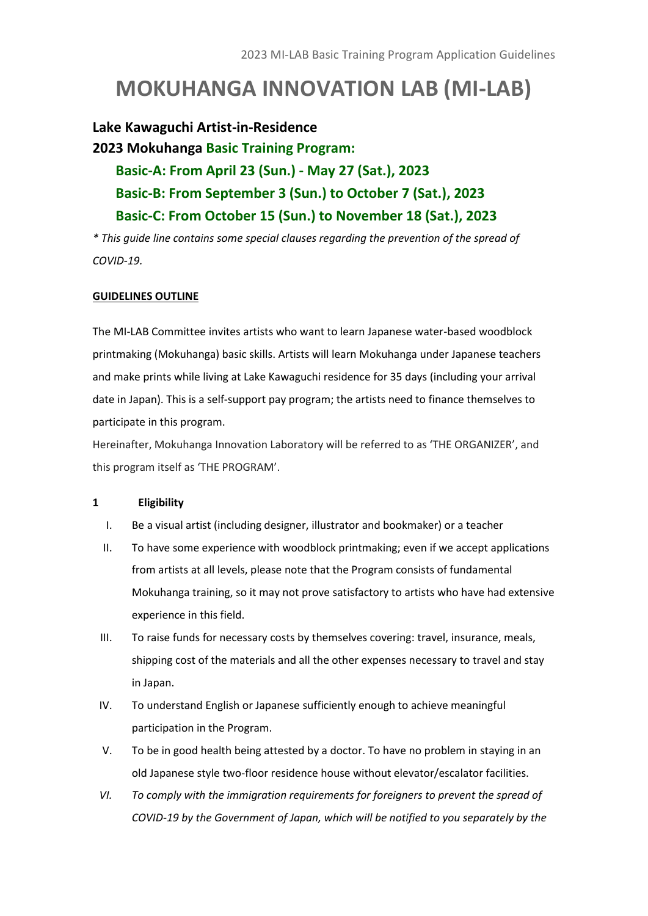# MOKUHANGA INNOVATION LAB (MI-LAB)

**Lake Kawaguchi Artist-in-Residence**

**2023 Mokuhanga Basic Training Program:**

**Basic-A: From April 23 (Sun.) - May 27 (Sat.), 2023**

**Basic-B: From September 3 (Sun.) to October 7 (Sat.), 2023**

**Basic-C: From October 15 (Sun.) to November 18 (Sat.), 2023**

*\* This guide line contains some special clauses regarding the prevention of the spread of COVID-19.*

**GUIDELINES OUTLINE**

The MI-LAB Committee invites artists who want to learn Japanese water-based woodblock printmaking (Mokuhanga) basic skills. Artists will learn Mokuhanga under Japanese teachers and make prints while living at Lake Kawaguchi residence for 35 days (including your arrival date in Japan). This is a self-support pay program; the artists need to finance themselves to participate in this program.

Hereinafter, Mokuhanga Innovation Laboratory will be referred to as 'THE ORGANIZER', and this program itself as 'THE PROGRAM'.

## 1 Eligibility

I. Be a visual artist (including designer, illustrator and bookmaker) or a teacher

II. To have some experience with woodblock printmaking; even if we accept applications from artists at all levels, please note that the Program consists of fundamental Mokuhanga training, so it may not prove satisfactory to artists who have had extensive experience in this field.

III. To raise funds for necessary costs by themselves covering: travel, insurance, meals, shipping cost of the materials and all the other expenses necessary to travel and stay in Japan.

IV. To understand English or Japanese sufficiently enough to achieve meaningful participation in the Program.

V. To be in good health being attested by a doctor. To have no problem in staying in an old Japanese style two-floor residence house without elevator/escalator facilities.

*VI. To comply with the immigration requirements for foreigners to prevent the spread of COVID-19 by the Government of Japan, which will be notified to you separately by the*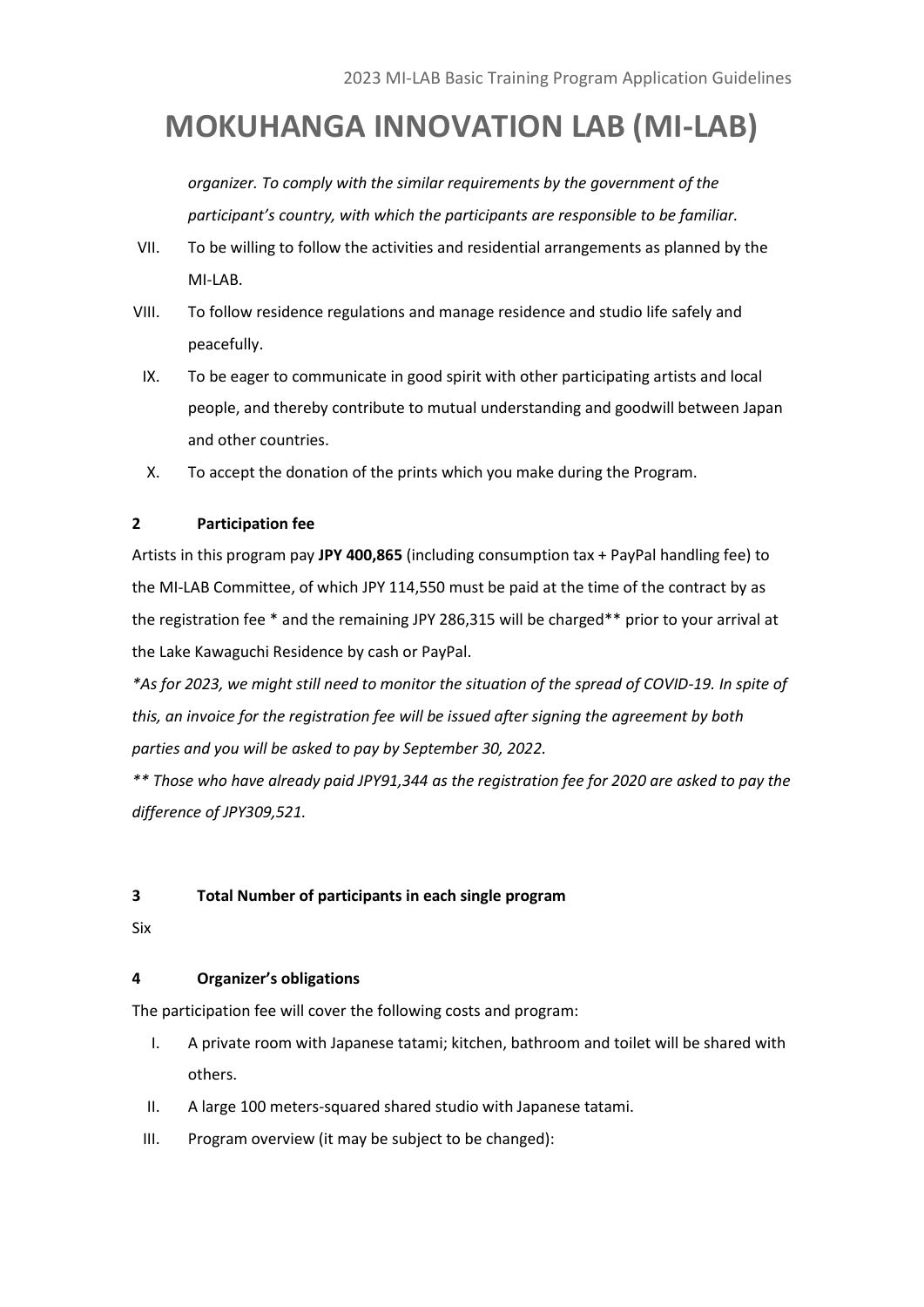# MOKUHANGA INNOVATION LAB (MI-LAB)

*organizer. To comply with the similar requirements by the government of the participant's country, with which the participants are responsible to be familiar.*

VII. To be willing to follow the activities and residential arrangements as planned by the MI-LAB.

VIII. To follow residence regulations and manage residence and studio life safely and peacefully.

IX. To be eager to communicate in good spirit with other participating artists and local people, and thereby contribute to mutual understanding and goodwill between Japan and other countries.

X. To accept the donation of the prints which you make during the Program.

**2 Participation fee**

Artists in this program pay **JPY 400,865** (including consumption tax + PayPal handling fee) to the MI-LAB Committee, of which JPY 114,550 must be paid at the time of the contract by as the registration fee * and the remaining JPY 286,315 will be charged** prior to your arrival at the Lake Kawaguchi Residence by cash or PayPal.

*\*As for 2023, we might still need to monitor the situation of the spread of COVID-19. In spite of this, an invoice for the registration fee will be issued after signing the agreement by both parties and you will be asked to pay by September 30, 2022.*

*\*\* Those who have already paid JPY91,344 as the registration fee for 2020 are asked to pay the difference of JPY309,521.*

**3 Total Number of participants in each single program**

Six

**4 Organizer's obligations**

The participation fee will cover the following costs and program:

I. A private room with Japanese tatami; kitchen, bathroom and toilet will be shared with others.

II. A large 100 meters-squared shared studio with Japanese tatami.

III. Program overview (it may be subject to be changed):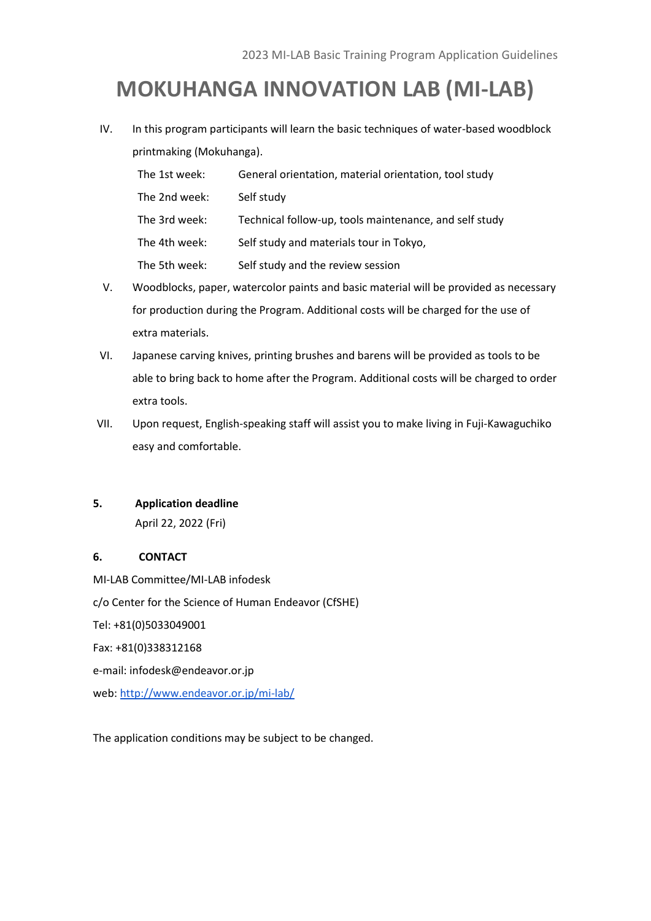# MOKUHANGA INNOVATION LAB (MI-LAB)

IV. In this program participants will learn the basic techniques of water-based woodblock printmaking (Mokuhanga).

| | |
|---|---|
| The 1st week: | General orientation, material orientation, tool study |
| The 2nd week: | Self study |
| The 3rd week: | Technical follow-up, tools maintenance, and self study |
| The 4th week: | Self study and materials tour in Tokyo, |
| The 5th week: | Self study and the review session |

V. Woodblocks, paper, watercolor paints and basic material will be provided as necessary for production during the Program. Additional costs will be charged for the use of extra materials.

VI. Japanese carving knives, printing brushes and barens will be provided as tools to be able to bring back to home after the Program. Additional costs will be charged to order extra tools.

VII. Upon request, English-speaking staff will assist you to make living in Fuji-Kawaguchiko easy and comfortable.

## 5. Application deadline

April 22, 2022 (Fri)

## 6. CONTACT

MI-LAB Committee/MI-LAB infodesk

c/o Center for the Science of Human Endeavor (CfSHE)

Tel: +81(0)5033049001

Fax: +81(0)338312168

e-mail: infodesk@endeavor.or.jp

web: [http://www.endeavor.or.jp/mi-lab/](http://www.endeavor.or.jp/mi-lab/)

The application conditions may be subject to be changed.